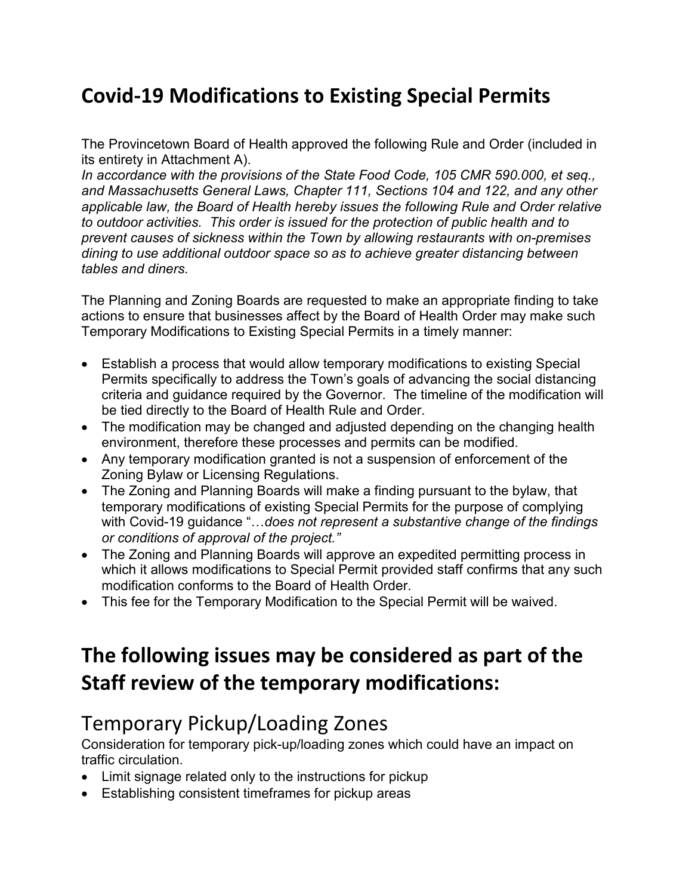# Covid-19 Modifications to Existing Special Permits

The Provincetown Board of Health approved the following Rule and Order (included in its entirety in Attachment A).

*In accordance with the provisions of the State Food Code, 105 CMR 590.000, et seq., and Massachusetts General Laws, Chapter 111, Sections 104 and 122, and any other applicable law, the Board of Health hereby issues the following Rule and Order relative to outdoor activities. This order is issued for the protection of public health and to prevent causes of sickness within the Town by allowing restaurants with on-premises dining to use additional outdoor space so as to achieve greater distancing between tables and diners.*

The Planning and Zoning Boards are requested to make an appropriate finding to take actions to ensure that businesses affect by the Board of Health Order may make such Temporary Modifications to Existing Special Permits in a timely manner:

- Establish a process that would allow temporary modifications to existing Special Permits specifically to address the Town's goals of advancing the social distancing criteria and guidance required by the Governor. The timeline of the modification will be tied directly to the Board of Health Rule and Order.
- The modification may be changed and adjusted depending on the changing health environment, therefore these processes and permits can be modified.
- Any temporary modification granted is not a suspension of enforcement of the Zoning Bylaw or Licensing Regulations.
- The Zoning and Planning Boards will make a finding pursuant to the bylaw, that temporary modifications of existing Special Permits for the purpose of complying with Covid-19 guidance "…*does not represent a substantive change of the findings or conditions of approval of the project."*
- The Zoning and Planning Boards will approve an expedited permitting process in which it allows modifications to Special Permit provided staff confirms that any such modification conforms to the Board of Health Order.
- This fee for the Temporary Modification to the Special Permit will be waived.

# The following issues may be considered as part of the Staff review of the temporary modifications:

## Temporary Pickup/Loading Zones

Consideration for temporary pick-up/loading zones which could have an impact on traffic circulation.

- Limit signage related only to the instructions for pickup
- Establishing consistent timeframes for pickup areas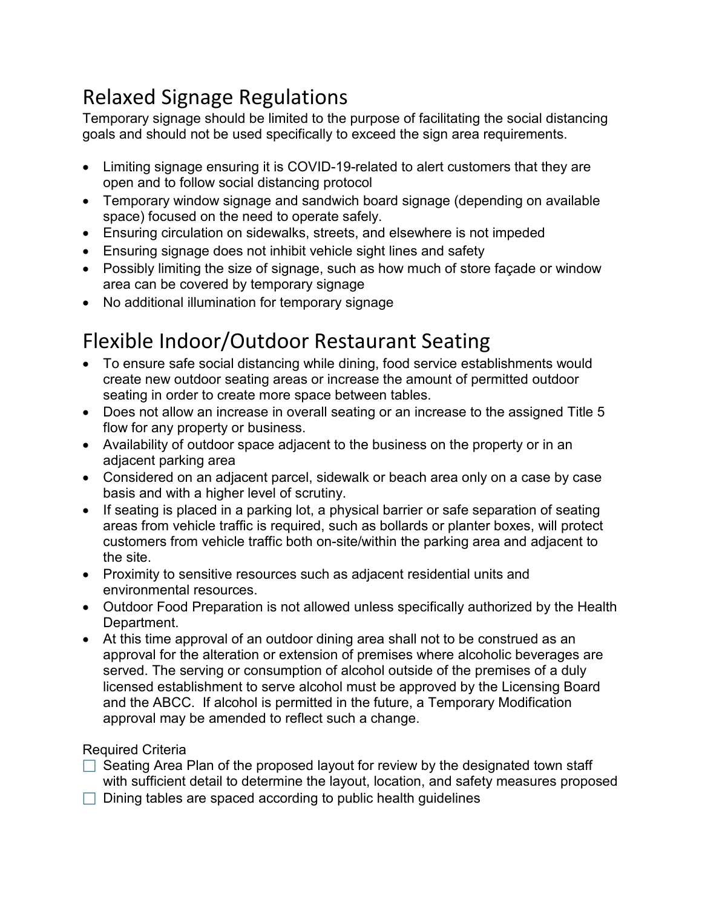## Relaxed Signage Regulations

Temporary signage should be limited to the purpose of facilitating the social distancing goals and should not be used specifically to exceed the sign area requirements.

- Limiting signage ensuring it is COVID-19-related to alert customers that they are open and to follow social distancing protocol
- Temporary window signage and sandwich board signage (depending on available space) focused on the need to operate safely.
- Ensuring circulation on sidewalks, streets, and elsewhere is not impeded
- Ensuring signage does not inhibit vehicle sight lines and safety
- Possibly limiting the size of signage, such as how much of store façade or window area can be covered by temporary signage
- No additional illumination for temporary signage

## Flexible Indoor/Outdoor Restaurant Seating

- To ensure safe social distancing while dining, food service establishments would create new outdoor seating areas or increase the amount of permitted outdoor seating in order to create more space between tables.
- Does not allow an increase in overall seating or an increase to the assigned Title 5 flow for any property or business.
- Availability of outdoor space adjacent to the business on the property or in an adjacent parking area
- Considered on an adjacent parcel, sidewalk or beach area only on a case by case basis and with a higher level of scrutiny.
- If seating is placed in a parking lot, a physical barrier or safe separation of seating areas from vehicle traffic is required, such as bollards or planter boxes, will protect customers from vehicle traffic both on-site/within the parking area and adjacent to the site.
- Proximity to sensitive resources such as adjacent residential units and environmental resources.
- Outdoor Food Preparation is not allowed unless specifically authorized by the Health Department.
- At this time approval of an outdoor dining area shall not to be construed as an approval for the alteration or extension of premises where alcoholic beverages are served. The serving or consumption of alcohol outside of the premises of a duly licensed establishment to serve alcohol must be approved by the Licensing Board and the ABCC. If alcohol is permitted in the future, a Temporary Modification approval may be amended to reflect such a change.

Required Criteria

- ☐ Seating Area Plan of the proposed layout for review by the designated town staff with sufficient detail to determine the layout, location, and safety measures proposed
- ☐ Dining tables are spaced according to public health guidelines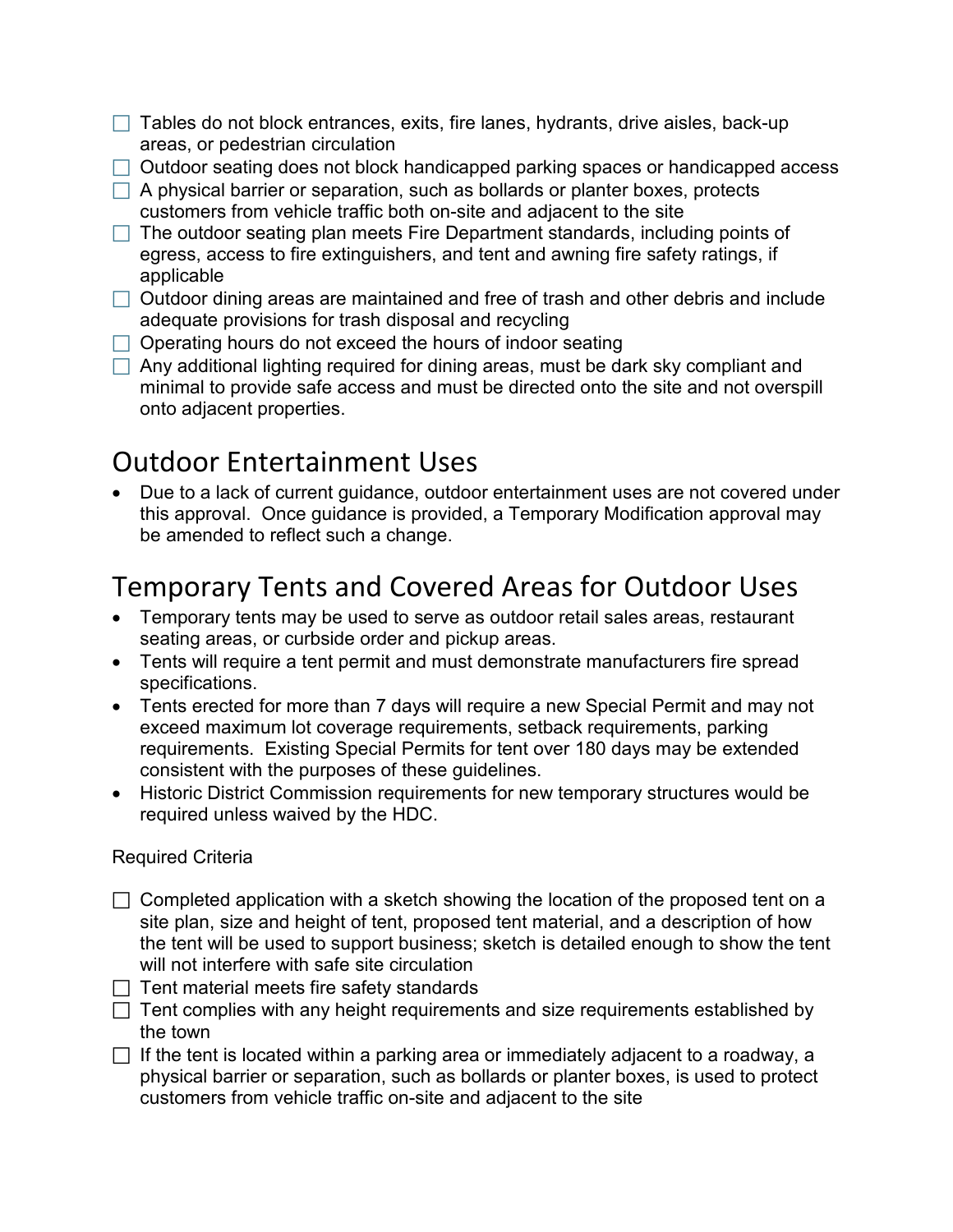- ☐ Tables do not block entrances, exits, fire lanes, hydrants, drive aisles, back-up areas, or pedestrian circulation
- ☐ Outdoor seating does not block handicapped parking spaces or handicapped access
- ☐ A physical barrier or separation, such as bollards or planter boxes, protects customers from vehicle traffic both on-site and adjacent to the site
- ☐ The outdoor seating plan meets Fire Department standards, including points of egress, access to fire extinguishers, and tent and awning fire safety ratings, if applicable
- ☐ Outdoor dining areas are maintained and free of trash and other debris and include adequate provisions for trash disposal and recycling
- ☐ Operating hours do not exceed the hours of indoor seating
- ☐ Any additional lighting required for dining areas, must be dark sky compliant and minimal to provide safe access and must be directed onto the site and not overspill onto adjacent properties.

## Outdoor Entertainment Uses

- Due to a lack of current guidance, outdoor entertainment uses are not covered under this approval. Once guidance is provided, a Temporary Modification approval may be amended to reflect such a change.

## Temporary Tents and Covered Areas for Outdoor Uses

- Temporary tents may be used to serve as outdoor retail sales areas, restaurant seating areas, or curbside order and pickup areas.
- Tents will require a tent permit and must demonstrate manufacturers fire spread specifications.
- Tents erected for more than 7 days will require a new Special Permit and may not exceed maximum lot coverage requirements, setback requirements, parking requirements. Existing Special Permits for tent over 180 days may be extended consistent with the purposes of these guidelines.
- Historic District Commission requirements for new temporary structures would be required unless waived by the HDC.

Required Criteria

- ☐ Completed application with a sketch showing the location of the proposed tent on a site plan, size and height of tent, proposed tent material, and a description of how the tent will be used to support business; sketch is detailed enough to show the tent will not interfere with safe site circulation
- ☐ Tent material meets fire safety standards
- ☐ Tent complies with any height requirements and size requirements established by the town
- ☐ If the tent is located within a parking area or immediately adjacent to a roadway, a physical barrier or separation, such as bollards or planter boxes, is used to protect customers from vehicle traffic on-site and adjacent to the site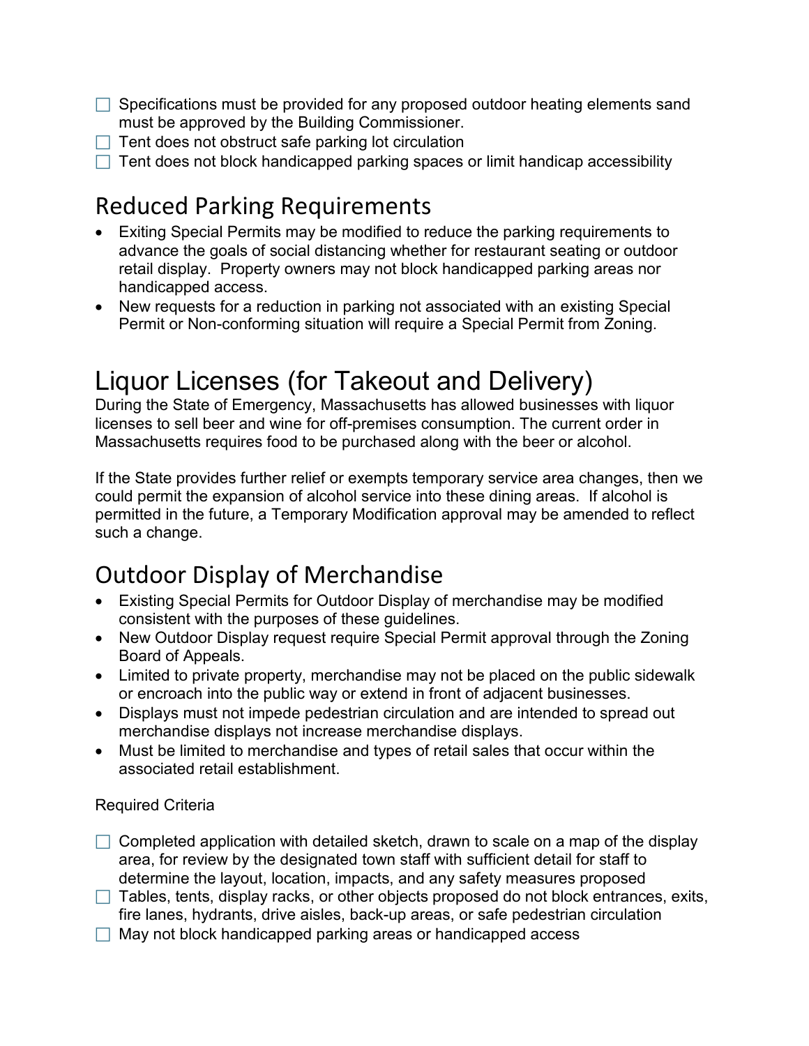- ☐ Specifications must be provided for any proposed outdoor heating elements sand must be approved by the Building Commissioner.
- ☐ Tent does not obstruct safe parking lot circulation
- ☐ Tent does not block handicapped parking spaces or limit handicap accessibility

## Reduced Parking Requirements

- Exiting Special Permits may be modified to reduce the parking requirements to advance the goals of social distancing whether for restaurant seating or outdoor retail display. Property owners may not block handicapped parking areas nor handicapped access.
- New requests for a reduction in parking not associated with an existing Special Permit or Non-conforming situation will require a Special Permit from Zoning.

# Liquor Licenses (for Takeout and Delivery)

During the State of Emergency, Massachusetts has allowed businesses with liquor licenses to sell beer and wine for off-premises consumption. The current order in Massachusetts requires food to be purchased along with the beer or alcohol.

If the State provides further relief or exempts temporary service area changes, then we could permit the expansion of alcohol service into these dining areas. If alcohol is permitted in the future, a Temporary Modification approval may be amended to reflect such a change.

## Outdoor Display of Merchandise

- Existing Special Permits for Outdoor Display of merchandise may be modified consistent with the purposes of these guidelines.
- New Outdoor Display request require Special Permit approval through the Zoning Board of Appeals.
- Limited to private property, merchandise may not be placed on the public sidewalk or encroach into the public way or extend in front of adjacent businesses.
- Displays must not impede pedestrian circulation and are intended to spread out merchandise displays not increase merchandise displays.
- Must be limited to merchandise and types of retail sales that occur within the associated retail establishment.

Required Criteria

- ☐ Completed application with detailed sketch, drawn to scale on a map of the display area, for review by the designated town staff with sufficient detail for staff to determine the layout, location, impacts, and any safety measures proposed
- ☐ Tables, tents, display racks, or other objects proposed do not block entrances, exits, fire lanes, hydrants, drive aisles, back-up areas, or safe pedestrian circulation
- ☐ May not block handicapped parking areas or handicapped access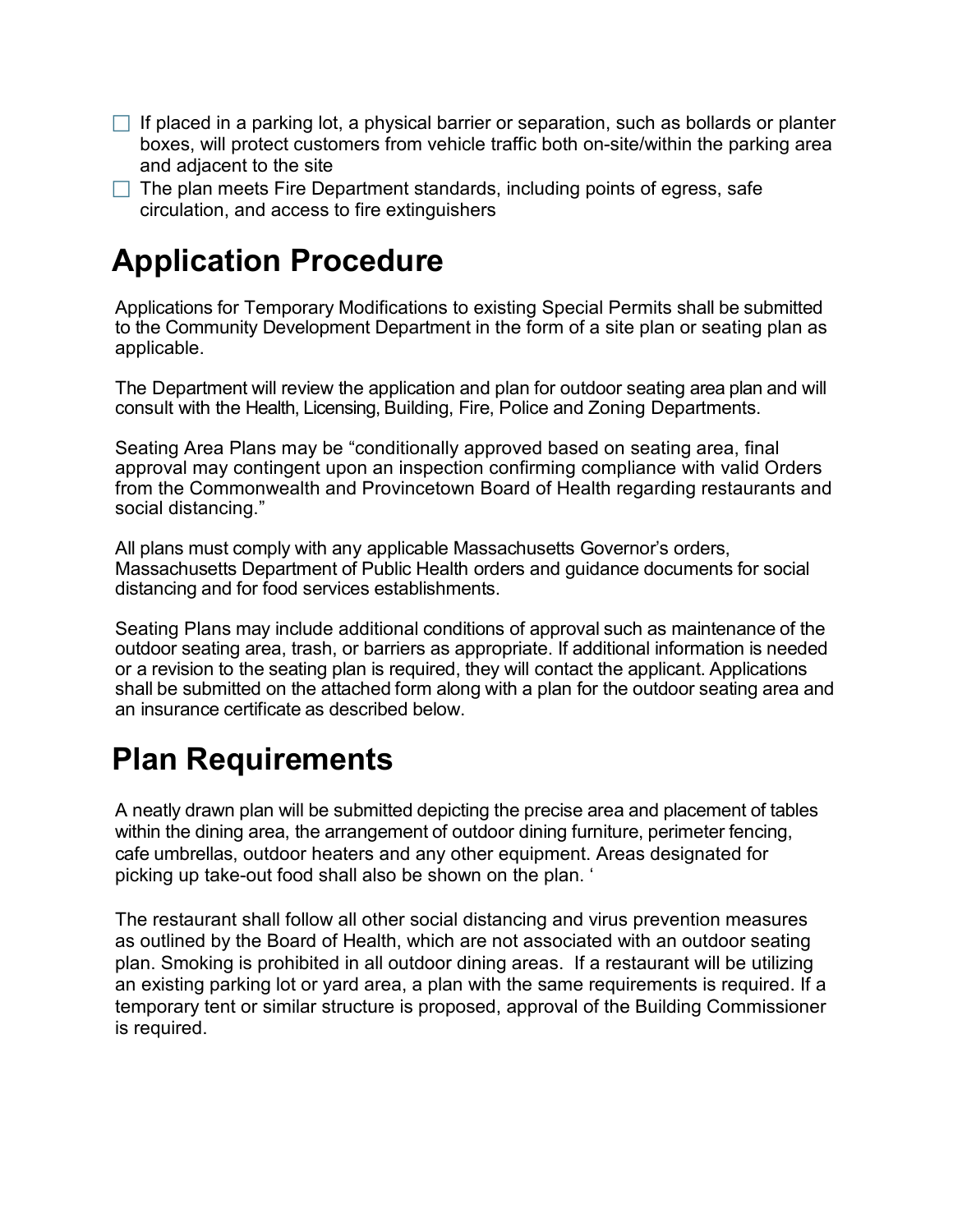- [ ] If placed in a parking lot, a physical barrier or separation, such as bollards or planter boxes, will protect customers from vehicle traffic both on-site/within the parking area and adjacent to the site
- [ ] The plan meets Fire Department standards, including points of egress, safe circulation, and access to fire extinguishers

# Application Procedure

Applications for Temporary Modifications to existing Special Permits shall be submitted to the Community Development Department in the form of a site plan or seating plan as applicable.

The Department will review the application and plan for outdoor seating area plan and will consult with the Health, Licensing, Building, Fire, Police and Zoning Departments.

Seating Area Plans may be "conditionally approved based on seating area, final approval may contingent upon an inspection confirming compliance with valid Orders from the Commonwealth and Provincetown Board of Health regarding restaurants and social distancing."

All plans must comply with any applicable Massachusetts Governor's orders, Massachusetts Department of Public Health orders and guidance documents for social distancing and for food services establishments.

Seating Plans may include additional conditions of approval such as maintenance of the outdoor seating area, trash, or barriers as appropriate. If additional information is needed or a revision to the seating plan is required, they will contact the applicant. Applications shall be submitted on the attached form along with a plan for the outdoor seating area and an insurance certificate as described below.

# Plan Requirements

A neatly drawn plan will be submitted depicting the precise area and placement of tables within the dining area, the arrangement of outdoor dining furniture, perimeter fencing, cafe umbrellas, outdoor heaters and any other equipment. Areas designated for picking up take-out food shall also be shown on the plan. '

The restaurant shall follow all other social distancing and virus prevention measures as outlined by the Board of Health, which are not associated with an outdoor seating plan. Smoking is prohibited in all outdoor dining areas. If a restaurant will be utilizing an existing parking lot or yard area, a plan with the same requirements is required. If a temporary tent or similar structure is proposed, approval of the Building Commissioner is required.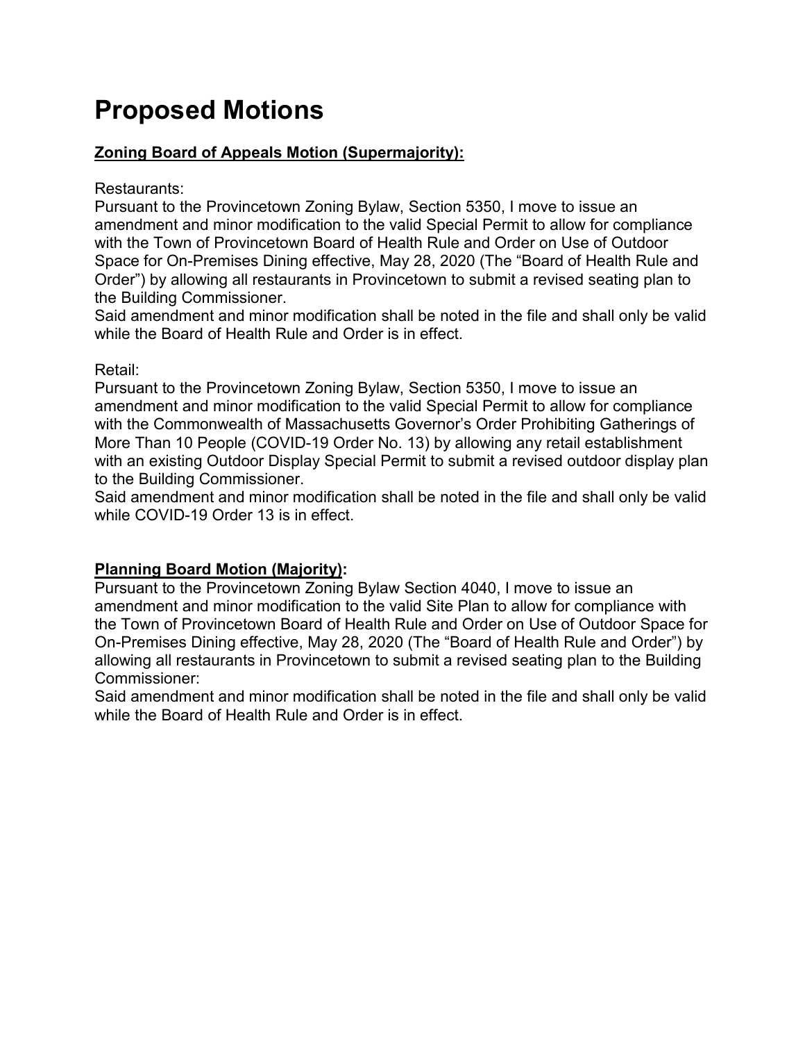# Proposed Motions

**Zoning Board of Appeals Motion (Supermajority):**

Restaurants:
Pursuant to the Provincetown Zoning Bylaw, Section 5350, I move to issue an amendment and minor modification to the valid Special Permit to allow for compliance with the Town of Provincetown Board of Health Rule and Order on Use of Outdoor Space for On-Premises Dining effective, May 28, 2020 (The "Board of Health Rule and Order") by allowing all restaurants in Provincetown to submit a revised seating plan to the Building Commissioner.
Said amendment and minor modification shall be noted in the file and shall only be valid while the Board of Health Rule and Order is in effect.

Retail:
Pursuant to the Provincetown Zoning Bylaw, Section 5350, I move to issue an amendment and minor modification to the valid Special Permit to allow for compliance with the Commonwealth of Massachusetts Governor's Order Prohibiting Gatherings of More Than 10 People (COVID-19 Order No. 13) by allowing any retail establishment with an existing Outdoor Display Special Permit to submit a revised outdoor display plan to the Building Commissioner.
Said amendment and minor modification shall be noted in the file and shall only be valid while COVID-19 Order 13 is in effect.

**Planning Board Motion (Majority):**
Pursuant to the Provincetown Zoning Bylaw Section 4040, I move to issue an amendment and minor modification to the valid Site Plan to allow for compliance with the Town of Provincetown Board of Health Rule and Order on Use of Outdoor Space for On-Premises Dining effective, May 28, 2020 (The "Board of Health Rule and Order") by allowing all restaurants in Provincetown to submit a revised seating plan to the Building Commissioner:
Said amendment and minor modification shall be noted in the file and shall only be valid while the Board of Health Rule and Order is in effect.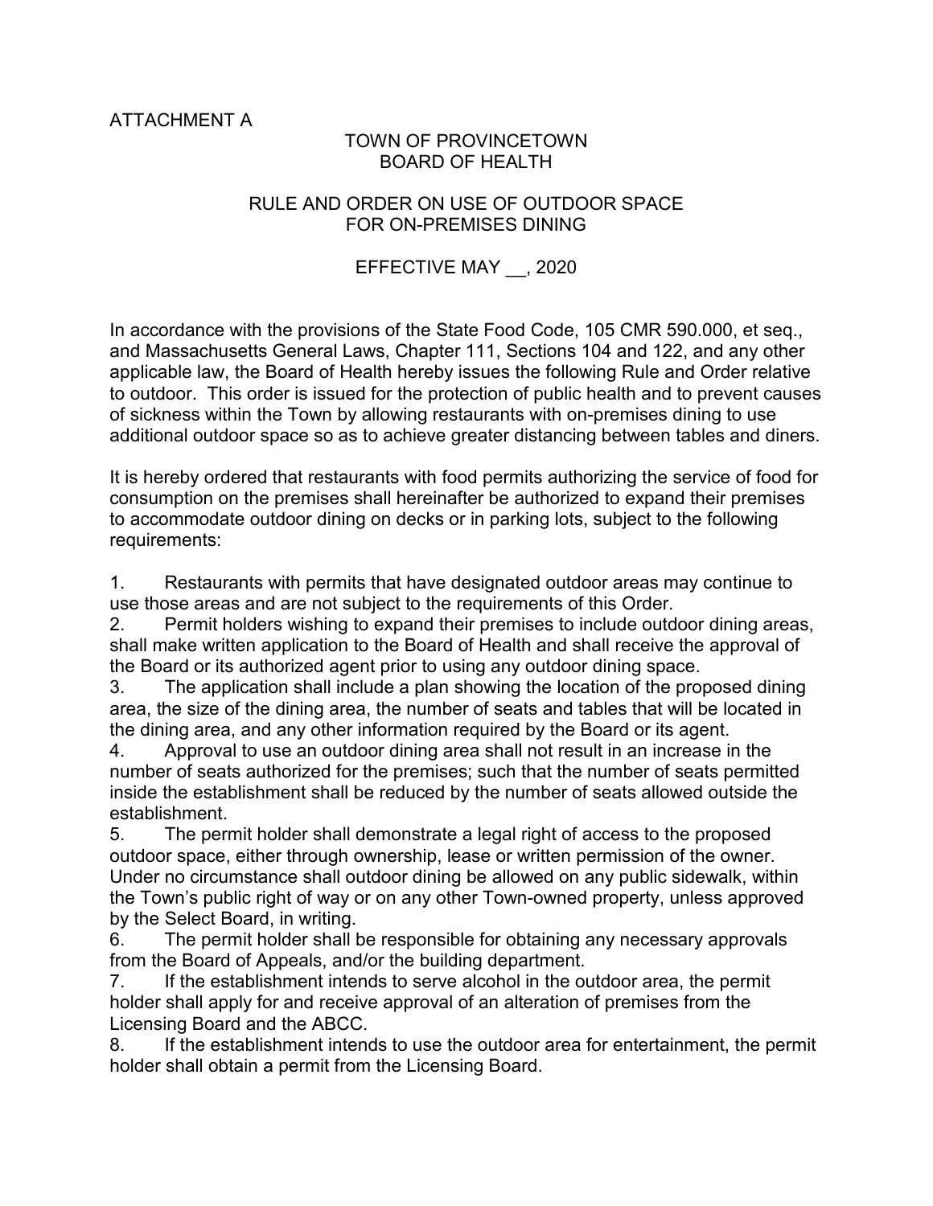ATTACHMENT A

# TOWN OF PROVINCETOWN
# BOARD OF HEALTH

## RULE AND ORDER ON USE OF OUTDOOR SPACE FOR ON-PREMISES DINING

EFFECTIVE MAY __, 2020

In accordance with the provisions of the State Food Code, 105 CMR 590.000, et seq., and Massachusetts General Laws, Chapter 111, Sections 104 and 122, and any other applicable law, the Board of Health hereby issues the following Rule and Order relative to outdoor. This order is issued for the protection of public health and to prevent causes of sickness within the Town by allowing restaurants with on-premises dining to use additional outdoor space so as to achieve greater distancing between tables and diners.

It is hereby ordered that restaurants with food permits authorizing the service of food for consumption on the premises shall hereinafter be authorized to expand their premises to accommodate outdoor dining on decks or in parking lots, subject to the following requirements:

1. Restaurants with permits that have designated outdoor areas may continue to use those areas and are not subject to the requirements of this Order.
2. Permit holders wishing to expand their premises to include outdoor dining areas, shall make written application to the Board of Health and shall receive the approval of the Board or its authorized agent prior to using any outdoor dining space.
3. The application shall include a plan showing the location of the proposed dining area, the size of the dining area, the number of seats and tables that will be located in the dining area, and any other information required by the Board or its agent.
4. Approval to use an outdoor dining area shall not result in an increase in the number of seats authorized for the premises; such that the number of seats permitted inside the establishment shall be reduced by the number of seats allowed outside the establishment.
5. The permit holder shall demonstrate a legal right of access to the proposed outdoor space, either through ownership, lease or written permission of the owner. Under no circumstance shall outdoor dining be allowed on any public sidewalk, within the Town's public right of way or on any other Town-owned property, unless approved by the Select Board, in writing.
6. The permit holder shall be responsible for obtaining any necessary approvals from the Board of Appeals, and/or the building department.
7. If the establishment intends to serve alcohol in the outdoor area, the permit holder shall apply for and receive approval of an alteration of premises from the Licensing Board and the ABCC.
8. If the establishment intends to use the outdoor area for entertainment, the permit holder shall obtain a permit from the Licensing Board.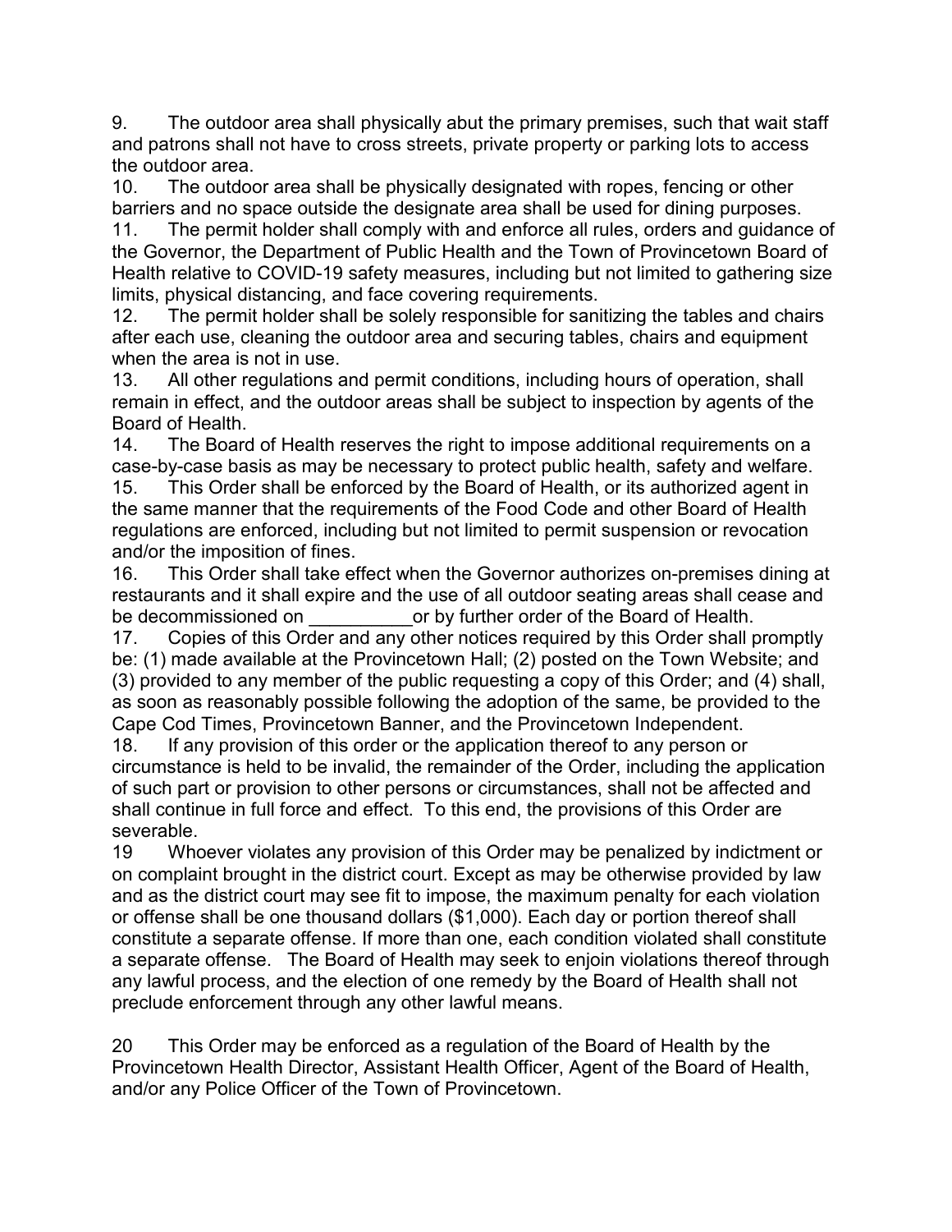9. The outdoor area shall physically abut the primary premises, such that wait staff and patrons shall not have to cross streets, private property or parking lots to access the outdoor area.

10. The outdoor area shall be physically designated with ropes, fencing or other barriers and no space outside the designate area shall be used for dining purposes.

11. The permit holder shall comply with and enforce all rules, orders and guidance of the Governor, the Department of Public Health and the Town of Provincetown Board of Health relative to COVID-19 safety measures, including but not limited to gathering size limits, physical distancing, and face covering requirements.

12. The permit holder shall be solely responsible for sanitizing the tables and chairs after each use, cleaning the outdoor area and securing tables, chairs and equipment when the area is not in use.

13. All other regulations and permit conditions, including hours of operation, shall remain in effect, and the outdoor areas shall be subject to inspection by agents of the Board of Health.

14. The Board of Health reserves the right to impose additional requirements on a case-by-case basis as may be necessary to protect public health, safety and welfare.

15. This Order shall be enforced by the Board of Health, or its authorized agent in the same manner that the requirements of the Food Code and other Board of Health regulations are enforced, including but not limited to permit suspension or revocation and/or the imposition of fines.

16. This Order shall take effect when the Governor authorizes on-premises dining at restaurants and it shall expire and the use of all outdoor seating areas shall cease and be decommissioned on __________or by further order of the Board of Health.

17. Copies of this Order and any other notices required by this Order shall promptly be: (1) made available at the Provincetown Hall; (2) posted on the Town Website; and (3) provided to any member of the public requesting a copy of this Order; and (4) shall, as soon as reasonably possible following the adoption of the same, be provided to the Cape Cod Times, Provincetown Banner, and the Provincetown Independent.

18. If any provision of this order or the application thereof to any person or circumstance is held to be invalid, the remainder of the Order, including the application of such part or provision to other persons or circumstances, shall not be affected and shall continue in full force and effect. To this end, the provisions of this Order are severable.

19 Whoever violates any provision of this Order may be penalized by indictment or on complaint brought in the district court. Except as may be otherwise provided by law and as the district court may see fit to impose, the maximum penalty for each violation or offense shall be one thousand dollars ($1,000). Each day or portion thereof shall constitute a separate offense. If more than one, each condition violated shall constitute a separate offense. The Board of Health may seek to enjoin violations thereof through any lawful process, and the election of one remedy by the Board of Health shall not preclude enforcement through any other lawful means.

20 This Order may be enforced as a regulation of the Board of Health by the Provincetown Health Director, Assistant Health Officer, Agent of the Board of Health, and/or any Police Officer of the Town of Provincetown.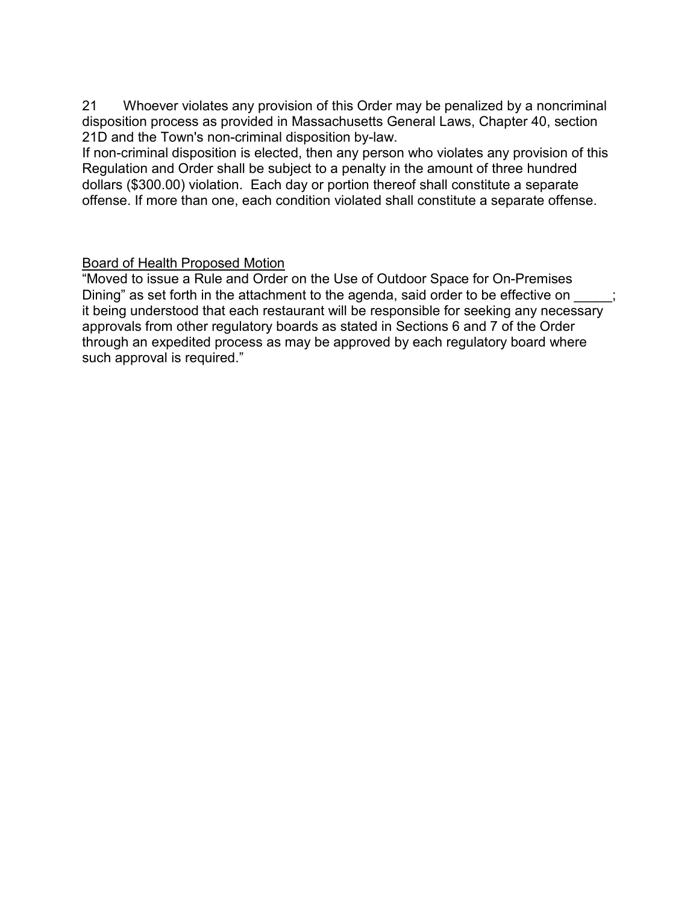21 Whoever violates any provision of this Order may be penalized by a noncriminal disposition process as provided in Massachusetts General Laws, Chapter 40, section 21D and the Town's non-criminal disposition by-law.
If non-criminal disposition is elected, then any person who violates any provision of this Regulation and Order shall be subject to a penalty in the amount of three hundred dollars ($300.00) violation. Each day or portion thereof shall constitute a separate offense. If more than one, each condition violated shall constitute a separate offense.

<u>Board of Health Proposed Motion</u>

"Moved to issue a Rule and Order on the Use of Outdoor Space for On-Premises Dining" as set forth in the attachment to the agenda, said order to be effective on _____; it being understood that each restaurant will be responsible for seeking any necessary approvals from other regulatory boards as stated in Sections 6 and 7 of the Order through an expedited process as may be approved by each regulatory board where such approval is required."